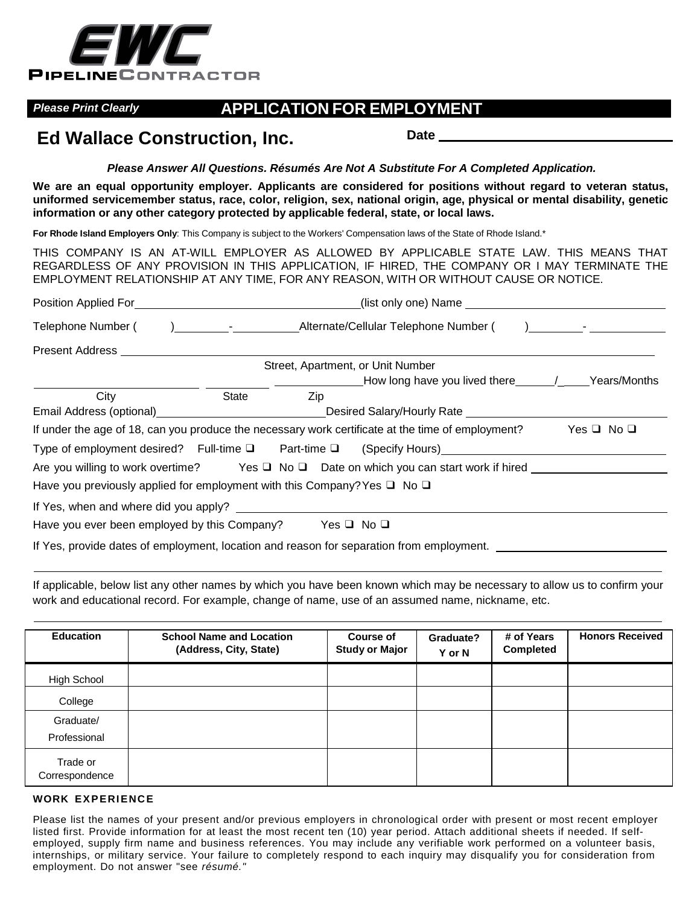EWC PIPELINE CONTRACTOR

*Please Print Clearly*

# APPLICATION FOR EMPLOYMENT

## Ed Wallace Construction, Inc.

**Date** ______________________

***Please Answer All Questions. Résumés Are Not A Substitute For A Completed Application.***

**We are an equal opportunity employer. Applicants are considered for positions without regard to veteran status, uniformed servicemember status, race, color, religion, sex, national origin, age, physical or mental disability, genetic information or any other category protected by applicable federal, state, or local laws.**

**For Rhode Island Employers Only**: This Company is subject to the Workers' Compensation laws of the State of Rhode Island.*

THIS COMPANY IS AN AT-WILL EMPLOYER AS ALLOWED BY APPLICABLE STATE LAW. THIS MEANS THAT REGARDLESS OF ANY PROVISION IN THIS APPLICATION, IF HIRED, THE COMPANY OR I MAY TERMINATE THE EMPLOYMENT RELATIONSHIP AT ANY TIME, FOR ANY REASON, WITH OR WITHOUT CAUSE OR NOTICE.

Position Applied For ______________________ (list only one) Name ______________________

Telephone Number ( ) ________ - ________ Alternate/Cellular Telephone Number ( ) ________ - ________

Present Address ____________________________________________
Street, Apartment, or Unit Number

________________ ________ ________ How long have you lived there ______/______ Years/Months
City State Zip

Email Address (optional) ______________________ Desired Salary/Hourly Rate ______________________

If under the age of 18, can you produce the necessary work certificate at the time of employment? Yes ❑ No ❑

Type of employment desired? Full-time ❑ Part-time ❑ (Specify Hours) ______________________

Are you willing to work overtime? Yes ❑ No ❑ Date on which you can start work if hired ______________________

Have you previously applied for employment with this Company? Yes ❑ No ❑

If Yes, when and where did you apply? ____________________________________________

Have you ever been employed by this Company? Yes ❑ No ❑

If Yes, provide dates of employment, location and reason for separation from employment. ______________________

____________________________________________

If applicable, below list any other names by which you have been known which may be necessary to allow us to confirm your work and educational record. For example, change of name, use of an assumed name, nickname, etc.

____________________________________________

| Education | School Name and Location (Address, City, State) | Course of Study or Major | Graduate? Y or N | # of Years Completed | Honors Received |
|---|---|---|---|---|---|
| High School | | | | | |
| College | | | | | |
| Graduate/ Professional | | | | | |
| Trade or Correspondence | | | | | |

### WORK EXPERIENCE

Please list the names of your present and/or previous employers in chronological order with present or most recent employer listed first. Provide information for at least the most recent ten (10) year period. Attach additional sheets if needed. If self-employed, supply firm name and business references. You may include any verifiable work performed on a volunteer basis, internships, or military service. Your failure to completely respond to each inquiry may disqualify you for consideration from employment. Do not answer "see *résumé."*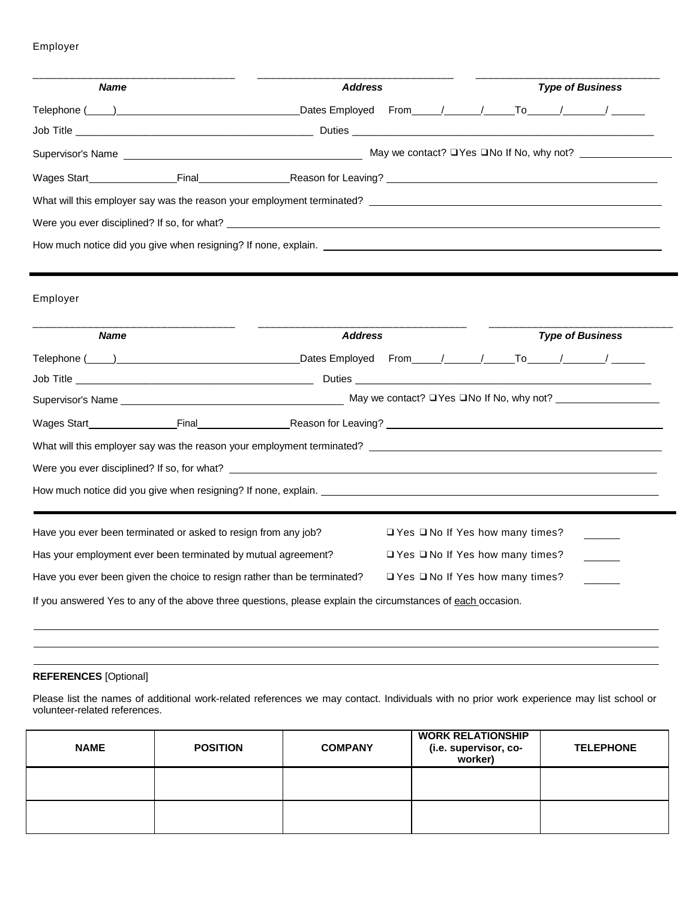Employer

| ___________________________________ | ___________________________________ | ___________________________________ |
|---|---|---|
| ***Name*** | ***Address*** | ***Type of Business*** |

Telephone (____)______________________________ Dates Employed From_____/______/_____To______/_______/ ______

Job Title ________________________________________ Duties ______________________________________________________

Supervisor's Name ________________________________________ May we contact? ❑ Yes ❑ No If No, why not? ________________

Wages Start_______________Final________________Reason for Leaving? ____________________________________________

What will this employer say was the reason your employment terminated? ____________________________________________

Were you ever disciplined? If so, for what? ______________________________________________________________________

How much notice did you give when resigning? If none, explain. ____________________________________________________

---

Employer

| ___________________________________ | ___________________________________ | ___________________________________ |
|---|---|---|
| ***Name*** | ***Address*** | ***Type of Business*** |

Telephone (____)______________________________ Dates Employed From_____/______/_____To______/_______/ ______

Job Title ________________________________________ Duties ______________________________________________________

Supervisor's Name ________________________________________ May we contact? ❑ Yes ❑ No If No, why not? ________________

Wages Start_______________Final________________Reason for Leaving? ____________________________________________

What will this employer say was the reason your employment terminated? ____________________________________________

Were you ever disciplined? If so, for what? ______________________________________________________________________

How much notice did you give when resigning? If none, explain. ____________________________________________________

---

Have you ever been terminated or asked to resign from any job? ❑ Yes ❑ No If Yes how many times? ______

Has your employment ever been terminated by mutual agreement? ❑ Yes ❑ No If Yes how many times? ______

Have you ever been given the choice to resign rather than be terminated? ❑ Yes ❑ No If Yes how many times? ______

If you answered Yes to any of the above three questions, please explain the circumstances of <u>each</u> occasion.

______________________________________________________________________________________________

______________________________________________________________________________________________

______________________________________________________________________________________________

**REFERENCES** [Optional]

Please list the names of additional work-related references we may contact. Individuals with no prior work experience may list school or volunteer-related references.

| NAME | POSITION | COMPANY | WORK RELATIONSHIP (i.e. supervisor, co-worker) | TELEPHONE |
|---|---|---|---|---|
| | | | | |
| | | | | |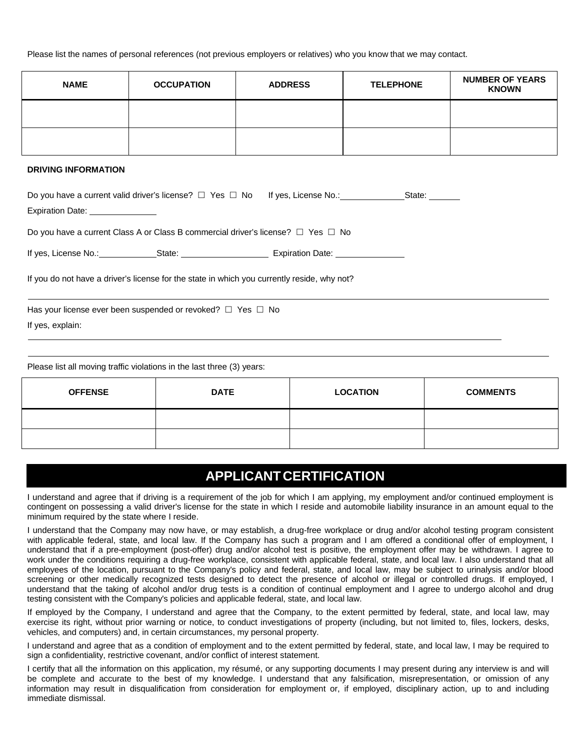Please list the names of personal references (not previous employers or relatives) who you know that we may contact.

| NAME | OCCUPATION | ADDRESS | TELEPHONE | NUMBER OF YEARS KNOWN |
|---|---|---|---|---|
| | | | | |
| | | | | |

**DRIVING INFORMATION**

Do you have a current valid driver's license? ☐ Yes ☐ No If yes, License No.:\_\_\_\_\_\_\_\_\_\_\_\_ State: \_\_\_\_\_\_

Expiration Date: \_\_\_\_\_\_\_\_\_\_\_\_

Do you have a current Class A or Class B commercial driver's license? ☐ Yes ☐ No

If yes, License No.:\_\_\_\_\_\_\_\_\_\_\_\_ State: \_\_\_\_\_\_\_\_\_\_\_\_ Expiration Date: \_\_\_\_\_\_\_\_\_\_\_\_

If you do not have a driver's license for the state in which you currently reside, why not?

Has your license ever been suspended or revoked? ☐ Yes ☐ No

If yes, explain:

Please list all moving traffic violations in the last three (3) years:

| OFFENSE | DATE | LOCATION | COMMENTS |
|---|---|---|---|
| | | | |
| | | | |

## APPLICANT CERTIFICATION

I understand and agree that if driving is a requirement of the job for which I am applying, my employment and/or continued employment is contingent on possessing a valid driver's license for the state in which I reside and automobile liability insurance in an amount equal to the minimum required by the state where I reside.

I understand that the Company may now have, or may establish, a drug-free workplace or drug and/or alcohol testing program consistent with applicable federal, state, and local law. If the Company has such a program and I am offered a conditional offer of employment, I understand that if a pre-employment (post-offer) drug and/or alcohol test is positive, the employment offer may be withdrawn. I agree to work under the conditions requiring a drug-free workplace, consistent with applicable federal, state, and local law. I also understand that all employees of the location, pursuant to the Company's policy and federal, state, and local law, may be subject to urinalysis and/or blood screening or other medically recognized tests designed to detect the presence of alcohol or illegal or controlled drugs. If employed, I understand that the taking of alcohol and/or drug tests is a condition of continual employment and I agree to undergo alcohol and drug testing consistent with the Company's policies and applicable federal, state, and local law.

If employed by the Company, I understand and agree that the Company, to the extent permitted by federal, state, and local law, may exercise its right, without prior warning or notice, to conduct investigations of property (including, but not limited to, files, lockers, desks, vehicles, and computers) and, in certain circumstances, my personal property.

I understand and agree that as a condition of employment and to the extent permitted by federal, state, and local law, I may be required to sign a confidentiality, restrictive covenant, and/or conflict of interest statement.

I certify that all the information on this application, my résumé, or any supporting documents I may present during any interview is and will be complete and accurate to the best of my knowledge. I understand that any falsification, misrepresentation, or omission of any information may result in disqualification from consideration for employment or, if employed, disciplinary action, up to and including immediate dismissal.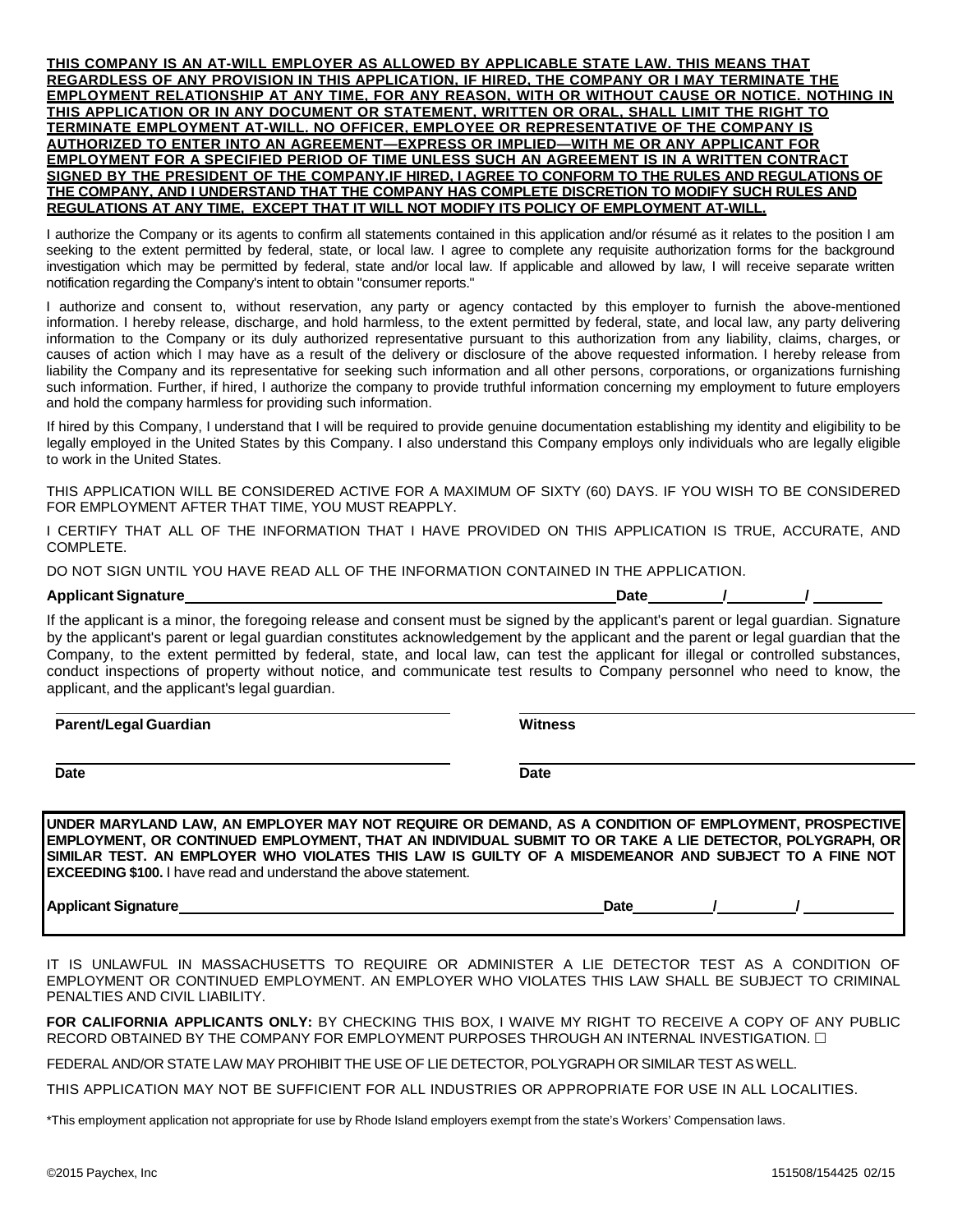**THIS COMPANY IS AN AT-WILL EMPLOYER AS ALLOWED BY APPLICABLE STATE LAW. THIS MEANS THAT REGARDLESS OF ANY PROVISION IN THIS APPLICATION, IF HIRED, THE COMPANY OR I MAY TERMINATE THE EMPLOYMENT RELATIONSHIP AT ANY TIME, FOR ANY REASON, WITH OR WITHOUT CAUSE OR NOTICE. NOTHING IN THIS APPLICATION OR IN ANY DOCUMENT OR STATEMENT, WRITTEN OR ORAL, SHALL LIMIT THE RIGHT TO TERMINATE EMPLOYMENT AT-WILL. NO OFFICER, EMPLOYEE OR REPRESENTATIVE OF THE COMPANY IS AUTHORIZED TO ENTER INTO AN AGREEMENT—EXPRESS OR IMPLIED—WITH ME OR ANY APPLICANT FOR EMPLOYMENT FOR A SPECIFIED PERIOD OF TIME UNLESS SUCH AN AGREEMENT IS IN A WRITTEN CONTRACT SIGNED BY THE PRESIDENT OF THE COMPANY.IF HIRED, I AGREE TO CONFORM TO THE RULES AND REGULATIONS OF THE COMPANY, AND I UNDERSTAND THAT THE COMPANY HAS COMPLETE DISCRETION TO MODIFY SUCH RULES AND REGULATIONS AT ANY TIME, EXCEPT THAT IT WILL NOT MODIFY ITS POLICY OF EMPLOYMENT AT-WILL.**

I authorize the Company or its agents to confirm all statements contained in this application and/or résumé as it relates to the position I am seeking to the extent permitted by federal, state, or local law. I agree to complete any requisite authorization forms for the background investigation which may be permitted by federal, state and/or local law. If applicable and allowed by law, I will receive separate written notification regarding the Company's intent to obtain "consumer reports."

I authorize and consent to, without reservation, any party or agency contacted by this employer to furnish the above-mentioned information. I hereby release, discharge, and hold harmless, to the extent permitted by federal, state, and local law, any party delivering information to the Company or its duly authorized representative pursuant to this authorization from any liability, claims, charges, or causes of action which I may have as a result of the delivery or disclosure of the above requested information. I hereby release from liability the Company and its representative for seeking such information and all other persons, corporations, or organizations furnishing such information. Further, if hired, I authorize the company to provide truthful information concerning my employment to future employers and hold the company harmless for providing such information.

If hired by this Company, I understand that I will be required to provide genuine documentation establishing my identity and eligibility to be legally employed in the United States by this Company. I also understand this Company employs only individuals who are legally eligible to work in the United States.

THIS APPLICATION WILL BE CONSIDERED ACTIVE FOR A MAXIMUM OF SIXTY (60) DAYS. IF YOU WISH TO BE CONSIDERED FOR EMPLOYMENT AFTER THAT TIME, YOU MUST REAPPLY.

I CERTIFY THAT ALL OF THE INFORMATION THAT I HAVE PROVIDED ON THIS APPLICATION IS TRUE, ACCURATE, AND COMPLETE.

DO NOT SIGN UNTIL YOU HAVE READ ALL OF THE INFORMATION CONTAINED IN THE APPLICATION.

**Applicant Signature**\_\_\_\_\_\_\_\_\_\_\_\_\_\_\_\_\_\_\_\_\_\_\_\_\_\_\_\_\_\_\_\_\_\_\_\_\_\_ **Date** \_\_\_\_\_\_ / \_\_\_\_\_\_ / \_\_\_\_\_\_

If the applicant is a minor, the foregoing release and consent must be signed by the applicant's parent or legal guardian. Signature by the applicant's parent or legal guardian constitutes acknowledgement by the applicant and the parent or legal guardian that the Company, to the extent permitted by federal, state, and local law, can test the applicant for illegal or controlled substances, conduct inspections of property without notice, and communicate test results to Company personnel who need to know, the applicant, and the applicant's legal guardian.

\_\_\_\_\_\_\_\_\_\_\_\_\_\_\_\_\_\_\_\_\_\_\_\_\_\_\_\_\_\_ **Parent/Legal Guardian** \_\_\_\_\_\_\_\_\_\_\_\_\_\_\_\_\_\_\_\_\_\_\_\_\_\_\_\_\_\_ **Witness**

\_\_\_\_\_\_\_\_\_\_\_\_\_\_\_\_\_\_\_\_\_\_\_\_\_\_\_\_\_\_ **Date** \_\_\_\_\_\_\_\_\_\_\_\_\_\_\_\_\_\_\_\_\_\_\_\_\_\_\_\_\_\_ **Date**

**UNDER MARYLAND LAW, AN EMPLOYER MAY NOT REQUIRE OR DEMAND, AS A CONDITION OF EMPLOYMENT, PROSPECTIVE EMPLOYMENT, OR CONTINUED EMPLOYMENT, THAT AN INDIVIDUAL SUBMIT TO OR TAKE A LIE DETECTOR, POLYGRAPH, OR SIMILAR TEST. AN EMPLOYER WHO VIOLATES THIS LAW IS GUILTY OF A MISDEMEANOR AND SUBJECT TO A FINE NOT EXCEEDING $100.** I have read and understand the above statement.

**Applicant Signature**\_\_\_\_\_\_\_\_\_\_\_\_\_\_\_\_\_\_\_\_\_\_\_\_\_\_\_\_\_\_\_\_\_\_\_\_\_\_ **Date** \_\_\_\_\_\_ / \_\_\_\_\_\_ / \_\_\_\_\_\_

IT IS UNLAWFUL IN MASSACHUSETTS TO REQUIRE OR ADMINISTER A LIE DETECTOR TEST AS A CONDITION OF EMPLOYMENT OR CONTINUED EMPLOYMENT. AN EMPLOYER WHO VIOLATES THIS LAW SHALL BE SUBJECT TO CRIMINAL PENALTIES AND CIVIL LIABILITY.

**FOR CALIFORNIA APPLICANTS ONLY:** BY CHECKING THIS BOX, I WAIVE MY RIGHT TO RECEIVE A COPY OF ANY PUBLIC RECORD OBTAINED BY THE COMPANY FOR EMPLOYMENT PURPOSES THROUGH AN INTERNAL INVESTIGATION. ☐

FEDERAL AND/OR STATE LAW MAY PROHIBIT THE USE OF LIE DETECTOR, POLYGRAPH OR SIMILAR TEST AS WELL.

THIS APPLICATION MAY NOT BE SUFFICIENT FOR ALL INDUSTRIES OR APPROPRIATE FOR USE IN ALL LOCALITIES.

*This employment application not appropriate for use by Rhode Island employers exempt from the state's Workers' Compensation laws.

©2015 Paychex, Inc 151508/154425 02/15